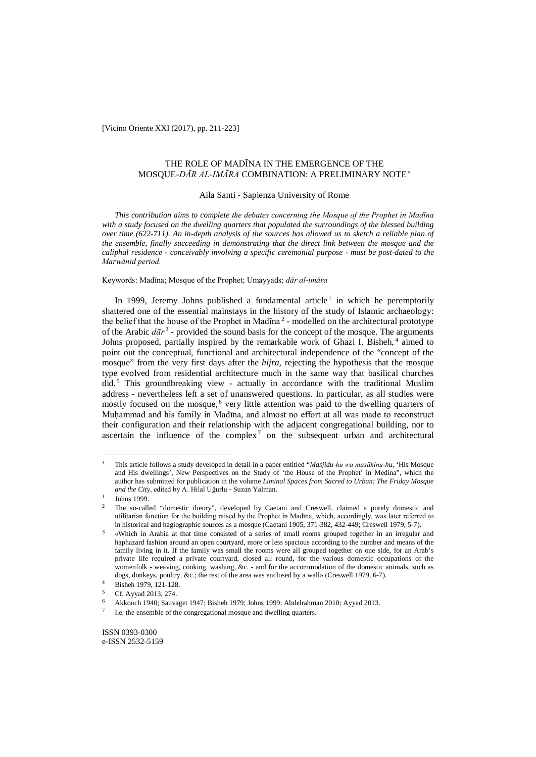# THE ROLE OF MADĪNA IN THE EMERGENCE OF THE MOSQUE-*DĀR AL-IMĀRA* COMBINATION: A PRELIMINARY NOTE[*]

Aila Santi - Sapienza University of Rome

*This contribution aims to complete the debates concerning the Mosque of the Prophet in Madīna with a study focused on the dwelling quarters that populated the surroundings of the blessed building over time (622-711). An in-depth analysis of the sources has allowed us to sketch a reliable plan of the ensemble, finally succeeding in demonstrating that the direct link between the mosque and the caliphal residence - conceivably involving a specific ceremonial purpose - must be post-dated to the Marwānid period.*

Keywords: Madīna; Mosque of the Prophet; Umayyads; *dār al-imāra*

In 1999, Jeremy Johns published a fundamental article[1] in which he peremptorily shattered one of the essential mainstays in the history of the study of Islamic archaeology: the belief that the house of the Prophet in Madīna[2] - modelled on the architectural prototype of the Arabic *dār*[3] - provided the sound basis for the concept of the mosque. The arguments Johns proposed, partially inspired by the remarkable work of Ghazi I. Bisheh,[4] aimed to point out the conceptual, functional and architectural independence of the "concept of the mosque" from the very first days after the *hijra*, rejecting the hypothesis that the mosque type evolved from residential architecture much in the same way that basilical churches did.[5] This groundbreaking view - actually in accordance with the traditional Muslim address - nevertheless left a set of unanswered questions. In particular, as all studies were mostly focused on the mosque,[6] very little attention was paid to the dwelling quarters of Muḥammad and his family in Madīna, and almost no effort at all was made to reconstruct their configuration and their relationship with the adjacent congregational building, nor to ascertain the influence of the complex[7] on the subsequent urban and architectural

---

[*] This article follows a study developed in detail in a paper entitled "*Masjidu-hu wa masākinu-hu*, 'His Mosque and His dwellings', New Perspectives on the Study of 'the House of the Prophet' in Medina", which the author has submitted for publication in the volume *Liminal Spaces from Sacred to Urban: The Friday Mosque and the City*, edited by A. Hilal Uğurlu - Suzan Yalman.

[1] Johns 1999.

[2] The so-called "domestic theory", developed by Caetani and Creswell, claimed a purely domestic and utilitarian function for the building raised by the Prophet in Madīna, which, accordingly, was later referred to in historical and hagiographic sources as a mosque (Caetani 1905, 371-382, 432-449; Creswell 1979, 5-7).

[3] «Which in Arabia at that time consisted of a series of small rooms grouped together in an irregular and haphazard fashion around an open courtyard, more or less spacious according to the number and means of the family living in it. If the family was small the rooms were all grouped together on one side, for an Arab's private life required a private courtyard, closed all round, for the various domestic occupations of the womenfolk - weaving, cooking, washing, &c. - and for the accommodation of the domestic animals, such as dogs, donkeys, poultry, &c.; the rest of the area was enclosed by a wall» (Creswell 1979, 6-7).

[4] Bisheh 1979, 121-128.

[5] Cf. Ayyad 2013, 274.

[6] Akkouch 1940; Sauvaget 1947; Bisheh 1979; Johns 1999; Abdelrahman 2010; Ayyad 2013.

[7] I.e. the ensemble of the congregational mosque and dwelling quarters.

ISSN 0393-0300
e-ISSN 2532-5159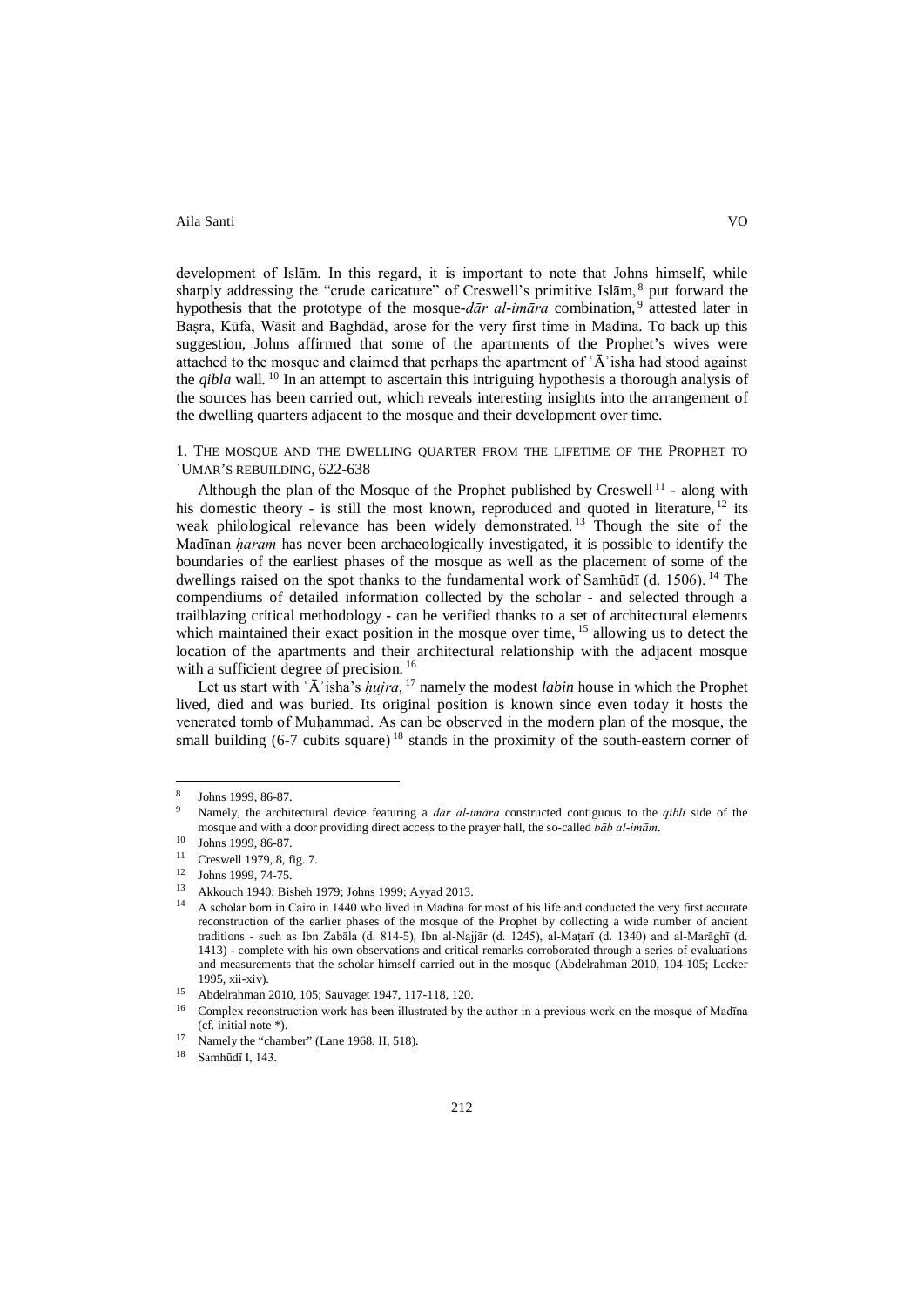development of Islām. In this regard, it is important to note that Johns himself, while sharply addressing the "crude caricature" of Creswell's primitive Islām,[8] put forward the hypothesis that the prototype of the mosque-*dār al-imāra* combination,[9] attested later in Baṣra, Kūfa, Wāsit and Baghdād, arose for the very first time in Madīna. To back up this suggestion, Johns affirmed that some of the apartments of the Prophet's wives were attached to the mosque and claimed that perhaps the apartment of ʿĀʾisha had stood against the *qibla* wall.[10] In an attempt to ascertain this intriguing hypothesis a thorough analysis of the sources has been carried out, which reveals interesting insights into the arrangement of the dwelling quarters adjacent to the mosque and their development over time.

## 1. The mosque and the dwelling quarter from the lifetime of the Prophet to ʿUmar's rebuilding, 622-638

Although the plan of the Mosque of the Prophet published by Creswell[11] - along with his domestic theory - is still the most known, reproduced and quoted in literature,[12] its weak philological relevance has been widely demonstrated.[13] Though the site of the Madīnan *ḥaram* has never been archaeologically investigated, it is possible to identify the boundaries of the earliest phases of the mosque as well as the placement of some of the dwellings raised on the spot thanks to the fundamental work of Samhūdī (d. 1506).[14] The compendiums of detailed information collected by the scholar - and selected through a trailblazing critical methodology - can be verified thanks to a set of architectural elements which maintained their exact position in the mosque over time,[15] allowing us to detect the location of the apartments and their architectural relationship with the adjacent mosque with a sufficient degree of precision.[16]

Let us start with ʿĀʾisha's *ḥujra*,[17] namely the modest *labin* house in which the Prophet lived, died and was buried. Its original position is known since even today it hosts the venerated tomb of Muḥammad. As can be observed in the modern plan of the mosque, the small building (6-7 cubits square)[18] stands in the proximity of the south-eastern corner of

---

[8] Johns 1999, 86-87.

[9] Namely, the architectural device featuring a *dār al-imāra* constructed contiguous to the *qiblī* side of the mosque and with a door providing direct access to the prayer hall, the so-called *bāb al-imām*.

[10] Johns 1999, 86-87.

[11] Creswell 1979, 8, fig. 7.

[12] Johns 1999, 74-75.

[13] Akkouch 1940; Bisheh 1979; Johns 1999; Ayyad 2013.

[14] A scholar born in Cairo in 1440 who lived in Madīna for most of his life and conducted the very first accurate reconstruction of the earlier phases of the mosque of the Prophet by collecting a wide number of ancient traditions - such as Ibn Zabāla (d. 814-5), Ibn al-Najjār (d. 1245), al-Maṭarī (d. 1340) and al-Marāghī (d. 1413) - complete with his own observations and critical remarks corroborated through a series of evaluations and measurements that the scholar himself carried out in the mosque (Abdelrahman 2010, 104-105; Lecker 1995, xii-xiv).

[15] Abdelrahman 2010, 105; Sauvaget 1947, 117-118, 120.

[16] Complex reconstruction work has been illustrated by the author in a previous work on the mosque of Madīna (cf. initial note *).

[17] Namely the "chamber" (Lane 1968, II, 518).

[18] Samhūdī I, 143.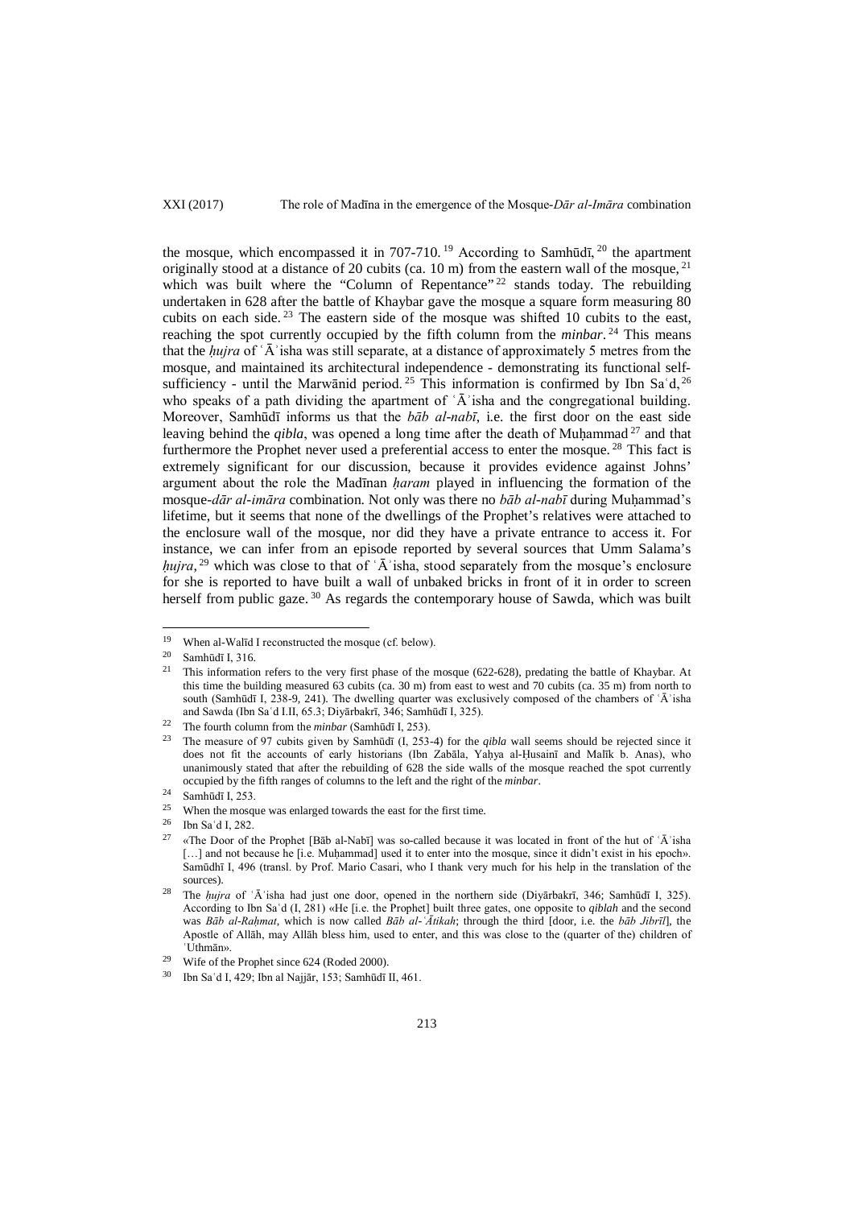the mosque, which encompassed it in 707-710. [19] According to Samhūdī, [20] the apartment originally stood at a distance of 20 cubits (ca. 10 m) from the eastern wall of the mosque, [21] which was built where the "Column of Repentance" [22] stands today. The rebuilding undertaken in 628 after the battle of Khaybar gave the mosque a square form measuring 80 cubits on each side. [23] The eastern side of the mosque was shifted 10 cubits to the east, reaching the spot currently occupied by the fifth column from the *minbar*. [24] This means that the *ḥujra* of ʿĀʾisha was still separate, at a distance of approximately 5 metres from the mosque, and maintained its architectural independence - demonstrating its functional self-sufficiency - until the Marwānid period. [25] This information is confirmed by Ibn Saʿd, [26] who speaks of a path dividing the apartment of ʿĀʾisha and the congregational building. Moreover, Samhūdī informs us that the *bāb al-nabī*, i.e. the first door on the east side leaving behind the *qibla*, was opened a long time after the death of Muḥammad [27] and that furthermore the Prophet never used a preferential access to enter the mosque. [28] This fact is extremely significant for our discussion, because it provides evidence against Johns' argument about the role the Madīnan *ḥaram* played in influencing the formation of the mosque-*dār al-imāra* combination. Not only was there no *bāb al-nabī* during Muḥammad's lifetime, but it seems that none of the dwellings of the Prophet's relatives were attached to the enclosure wall of the mosque, nor did they have a private entrance to access it. For instance, we can infer from an episode reported by several sources that Umm Salama's *ḥujra*, [29] which was close to that of ʿĀʾisha, stood separately from the mosque's enclosure for she is reported to have built a wall of unbaked bricks in front of it in order to screen herself from public gaze. [30] As regards the contemporary house of Sawda, which was built

---

[19] When al-Walīd I reconstructed the mosque (cf. below).

[20] Samhūdī I, 316.

[21] This information refers to the very first phase of the mosque (622-628), predating the battle of Khaybar. At this time the building measured 63 cubits (ca. 30 m) from east to west and 70 cubits (ca. 35 m) from north to south (Samhūdī I, 238-9, 241). The dwelling quarter was exclusively composed of the chambers of ʿĀʾisha and Sawda (Ibn Saʿd I.II, 65.3; Diyārbakrī, 346; Samhūdī I, 325).

[22] The fourth column from the *minbar* (Samhūdī I, 253).

[23] The measure of 97 cubits given by Samhūdī (I, 253-4) for the *qibla* wall seems should be rejected since it does not fit the accounts of early historians (Ibn Zabāla, Yaḥya al-Ḥusainī and Malīk b. Anas), who unanimously stated that after the rebuilding of 628 the side walls of the mosque reached the spot currently occupied by the fifth ranges of columns to the left and the right of the *minbar*.

[24] Samhūdī I, 253.

[25] When the mosque was enlarged towards the east for the first time.

[26] Ibn Saʿd I, 282.

[27] «The Door of the Prophet [Bāb al-Nabī] was so-called because it was located in front of the hut of ʿĀʾisha […] and not because he [i.e. Muḥammad] used it to enter into the mosque, since it didn't exist in his epoch». Samūdhī I, 496 (transl. by Prof. Mario Casari, who I thank very much for his help in the translation of the sources).

[28] The *ḥujra* of ʿĀʾisha had just one door, opened in the northern side (Diyārbakrī, 346; Samhūdī I, 325). According to Ibn Saʿd (I, 281) «He [i.e. the Prophet] built three gates, one opposite to *qiblah* and the second was *Bāb al-Raḥmat*, which is now called *Bāb al-ʿĀtikah*; through the third [door, i.e. the *bāb Jibrīl*], the Apostle of Allāh, may Allāh bless him, used to enter, and this was close to the (quarter of the) children of ʿUthmān».

[29] Wife of the Prophet since 624 (Roded 2000).

[30] Ibn Saʿd I, 429; Ibn al Najjār, 153; Samhūdī II, 461.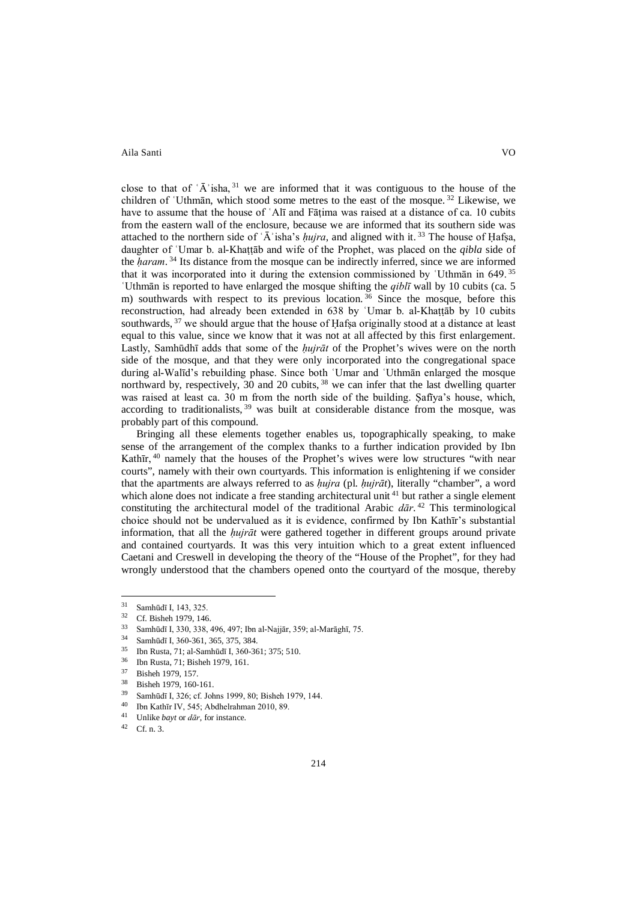close to that of ʿĀʾisha,[31] we are informed that it was contiguous to the house of the children of ʿUthmān, which stood some metres to the east of the mosque.[32] Likewise, we have to assume that the house of ʿAlī and Fāṭima was raised at a distance of ca. 10 cubits from the eastern wall of the enclosure, because we are informed that its southern side was attached to the northern side of ʿĀʾisha's *ḥujra*, and aligned with it.[33] The house of Ḥafṣa, daughter of ʿUmar b. al-Khaṭṭāb and wife of the Prophet, was placed on the *qibla* side of the *ḥaram*.[34] Its distance from the mosque can be indirectly inferred, since we are informed that it was incorporated into it during the extension commissioned by ʿUthmān in 649.[35] ʿUthmān is reported to have enlarged the mosque shifting the *qiblī* wall by 10 cubits (ca. 5 m) southwards with respect to its previous location.[36] Since the mosque, before this reconstruction, had already been extended in 638 by ʿUmar b. al-Khaṭṭāb by 10 cubits southwards,[37] we should argue that the house of Ḥafṣa originally stood at a distance at least equal to this value, since we know that it was not at all affected by this first enlargement. Lastly, Samhūdhī adds that some of the *ḥujrāt* of the Prophet's wives were on the north side of the mosque, and that they were only incorporated into the congregational space during al-Walīd's rebuilding phase. Since both ʿUmar and ʿUthmān enlarged the mosque northward by, respectively, 30 and 20 cubits,[38] we can infer that the last dwelling quarter was raised at least ca. 30 m from the north side of the building. Ṣafīya's house, which, according to traditionalists,[39] was built at considerable distance from the mosque, was probably part of this compound.

Bringing all these elements together enables us, topographically speaking, to make sense of the arrangement of the complex thanks to a further indication provided by Ibn Kathīr,[40] namely that the houses of the Prophet's wives were low structures "with near courts", namely with their own courtyards. This information is enlightening if we consider that the apartments are always referred to as *ḥujra* (pl. *ḥujrāt*), literally "chamber", a word which alone does not indicate a free standing architectural unit[41] but rather a single element constituting the architectural model of the traditional Arabic *dār*.[42] This terminological choice should not be undervalued as it is evidence, confirmed by Ibn Kathīr's substantial information, that all the *ḥujrāt* were gathered together in different groups around private and contained courtyards. It was this very intuition which to a great extent influenced Caetani and Creswell in developing the theory of the "House of the Prophet", for they had wrongly understood that the chambers opened onto the courtyard of the mosque, thereby

---

[31] Samhūdī I, 143, 325.

[32] Cf. Bisheh 1979, 146.

[33] Samhūdī I, 330, 338, 496, 497; Ibn al-Najjār, 359; al-Marāghī, 75.

[34] Samhūdī I, 360-361, 365, 375, 384.

[35] Ibn Rusta, 71; al-Samhūdī I, 360-361; 375; 510.

[36] Ibn Rusta, 71; Bisheh 1979, 161.

[37] Bisheh 1979, 157.

[38] Bisheh 1979, 160-161.

[39] Samhūdī I, 326; cf. Johns 1999, 80; Bisheh 1979, 144.

[40] Ibn Kathīr IV, 545; Abdhelrahman 2010, 89.

[41] Unlike *bayt* or *dār*, for instance.

[42] Cf. n. 3.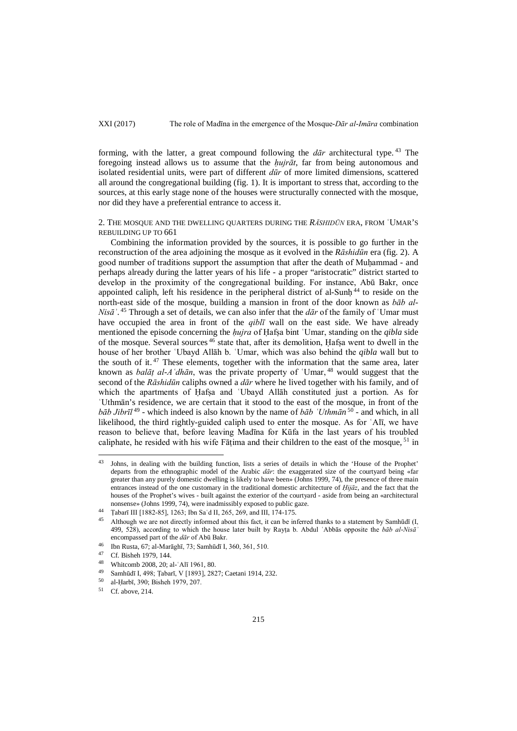forming, with the latter, a great compound following the *dār* architectural type.[43] The foregoing instead allows us to assume that the *ḥujrāt*, far from being autonomous and isolated residential units, were part of different *dūr* of more limited dimensions, scattered all around the congregational building (fig. 1). It is important to stress that, according to the sources, at this early stage none of the houses were structurally connected with the mosque, nor did they have a preferential entrance to access it.

## 2. The mosque and the dwelling quarters during the *Rāshidūn* era, from ʿUmar's rebuilding up to 661

Combining the information provided by the sources, it is possible to go further in the reconstruction of the area adjoining the mosque as it evolved in the *Rāshidūn* era (fig. 2). A good number of traditions support the assumption that after the death of Muḥammad - and perhaps already during the latter years of his life - a proper "aristocratic" district started to develop in the proximity of the congregational building. For instance, Abū Bakr, once appointed caliph, left his residence in the peripheral district of al-Sunḥ[44] to reside on the north-east side of the mosque, building a mansion in front of the door known as *bāb al-Nisāʾ*.[45] Through a set of details, we can also infer that the *dār* of the family of ʿUmar must have occupied the area in front of the *qiblī* wall on the east side. We have already mentioned the episode concerning the *ḥujra* of Ḥafṣa bint ʿUmar, standing on the *qibla* side of the mosque. Several sources[46] state that, after its demolition, Ḥafṣa went to dwell in the house of her brother ʿUbayd Allāh b. ʿUmar, which was also behind the *qibla* wall but to the south of it.[47] These elements, together with the information that the same area, later known as *balāṭ al-Aʿdhān*, was the private property of ʿUmar,[48] would suggest that the second of the *Rāshidūn* caliphs owned a *dār* where he lived together with his family, and of which the apartments of Ḥafṣa and ʿUbayd Allāh constituted just a portion. As for ʿUthmān's residence, we are certain that it stood to the east of the mosque, in front of the *bāb Jibrīl*[49] - which indeed is also known by the name of *bāb ʿUthmān*[50] - and which, in all likelihood, the third rightly-guided caliph used to enter the mosque. As for ʿAlī, we have reason to believe that, before leaving Madīna for Kūfa in the last years of his troubled caliphate, he resided with his wife Fāṭima and their children to the east of the mosque,[51] in

---

[43] Johns, in dealing with the building function, lists a series of details in which the 'House of the Prophet' departs from the ethnographic model of the Arabic *dār*: the exaggerated size of the courtyard being «far greater than any purely domestic dwelling is likely to have been» (Johns 1999, 74), the presence of three main entrances instead of the one customary in the traditional domestic architecture of *Ḥijāz*, and the fact that the houses of the Prophet's wives - built against the exterior of the courtyard - aside from being an «architectural nonsense» (Johns 1999, 74), were inadmissibly exposed to public gaze.

[44] Ṭabarī III [1882-85], 1263; Ibn Saʿd II, 265, 269, and III, 174-175.

[45] Although we are not directly informed about this fact, it can be inferred thanks to a statement by Samhūdī (I, 499, 528), according to which the house later built by Rayṭa b. Abdul ʿAbbās opposite the *bāb al-Nisāʾ* encompassed part of the *dār* of Abū Bakr.

[46] Ibn Rusta, 67; al-Marāghī, 73; Samhūdī I, 360, 361, 510.

[47] Cf. Bisheh 1979, 144.

[48] Whitcomb 2008, 20; al-ʿAlī 1961, 80.

[49] Samhūdī I, 498; Ṭabarī, V [1893], 2827; Caetani 1914, 232.

[50] al-Ḥarbī, 390; Bisheh 1979, 207.

[51] Cf. above, 214.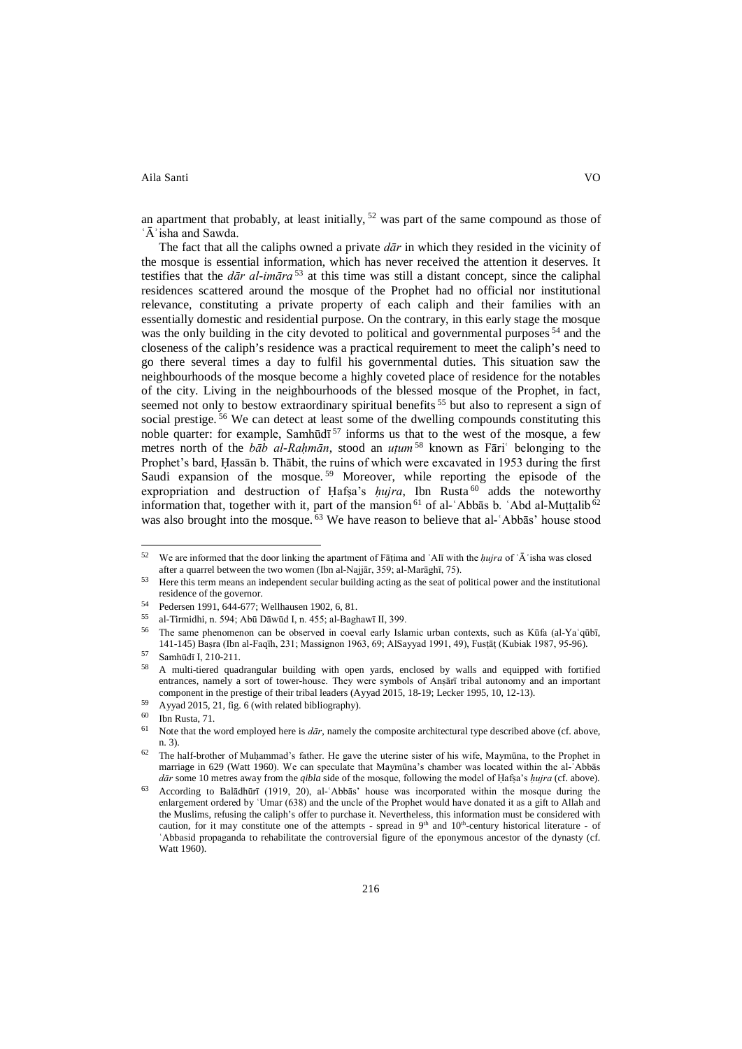an apartment that probably, at least initially, [52] was part of the same compound as those of ʿĀʾisha and Sawda.

The fact that all the caliphs owned a private *dār* in which they resided in the vicinity of the mosque is essential information, which has never received the attention it deserves. It testifies that the *dār al-imāra* [53] at this time was still a distant concept, since the caliphal residences scattered around the mosque of the Prophet had no official nor institutional relevance, constituting a private property of each caliph and their families with an essentially domestic and residential purpose. On the contrary, in this early stage the mosque was the only building in the city devoted to political and governmental purposes [54] and the closeness of the caliph's residence was a practical requirement to meet the caliph's need to go there several times a day to fulfil his governmental duties. This situation saw the neighbourhoods of the mosque become a highly coveted place of residence for the notables of the city. Living in the neighbourhoods of the blessed mosque of the Prophet, in fact, seemed not only to bestow extraordinary spiritual benefits [55] but also to represent a sign of social prestige. [56] We can detect at least some of the dwelling compounds constituting this noble quarter: for example, Samhūdī [57] informs us that to the west of the mosque, a few metres north of the *bāb al-Raḥmān*, stood an *uṭum* [58] known as Fāriʿ belonging to the Prophet's bard, Ḥassān b. Thābit, the ruins of which were excavated in 1953 during the first Saudi expansion of the mosque. [59] Moreover, while reporting the episode of the expropriation and destruction of Ḥafṣa's *ḥujra*, Ibn Rusta [60] adds the noteworthy information that, together with it, part of the mansion [61] of al-ʿAbbās b. ʿAbd al-Muṭṭalib [62] was also brought into the mosque. [63] We have reason to believe that al-ʿAbbās' house stood

---

[52] We are informed that the door linking the apartment of Fāṭima and ʿAlī with the *ḥujra* of ʿĀʾisha was closed after a quarrel between the two women (Ibn al-Najjār, 359; al-Marāghī, 75).

[53] Here this term means an independent secular building acting as the seat of political power and the institutional residence of the governor.

[54] Pedersen 1991, 644-677; Wellhausen 1902, 6, 81.

[55] al-Tirmidhi, n. 594; Abū Dāwūd I, n. 455; al-Baghawī II, 399.

[56] The same phenomenon can be observed in coeval early Islamic urban contexts, such as Kūfa (al-Yaʿqūbī, 141-145) Baṣra (Ibn al-Faqīh, 231; Massignon 1963, 69; AlSayyad 1991, 49), Fusṭāṭ (Kubiak 1987, 95-96).

[57] Samhūdī I, 210-211.

[58] A multi-tiered quadrangular building with open yards, enclosed by walls and equipped with fortified entrances, namely a sort of tower-house. They were symbols of Anṣārī tribal autonomy and an important component in the prestige of their tribal leaders (Ayyad 2015, 18-19; Lecker 1995, 10, 12-13).

[59] Ayyad 2015, 21, fig. 6 (with related bibliography).

[60] Ibn Rusta, 71.

[61] Note that the word employed here is *dār*, namely the composite architectural type described above (cf. above, n. 3).

[62] The half-brother of Muḥammad's father. He gave the uterine sister of his wife, Maymūna, to the Prophet in marriage in 629 (Watt 1960). We can speculate that Maymūna's chamber was located within the al-ʿAbbās *dār* some 10 metres away from the *qibla* side of the mosque, following the model of Ḥafṣa's *ḥujra* (cf. above).

[63] According to Balādhūrī (1919, 20), al-ʿAbbās' house was incorporated within the mosque during the enlargement ordered by ʿUmar (638) and the uncle of the Prophet would have donated it as a gift to Allah and the Muslims, refusing the caliph's offer to purchase it. Nevertheless, this information must be considered with caution, for it may constitute one of the attempts - spread in 9th and 10th-century historical literature - of ʿAbbasid propaganda to rehabilitate the controversial figure of the eponymous ancestor of the dynasty (cf. Watt 1960).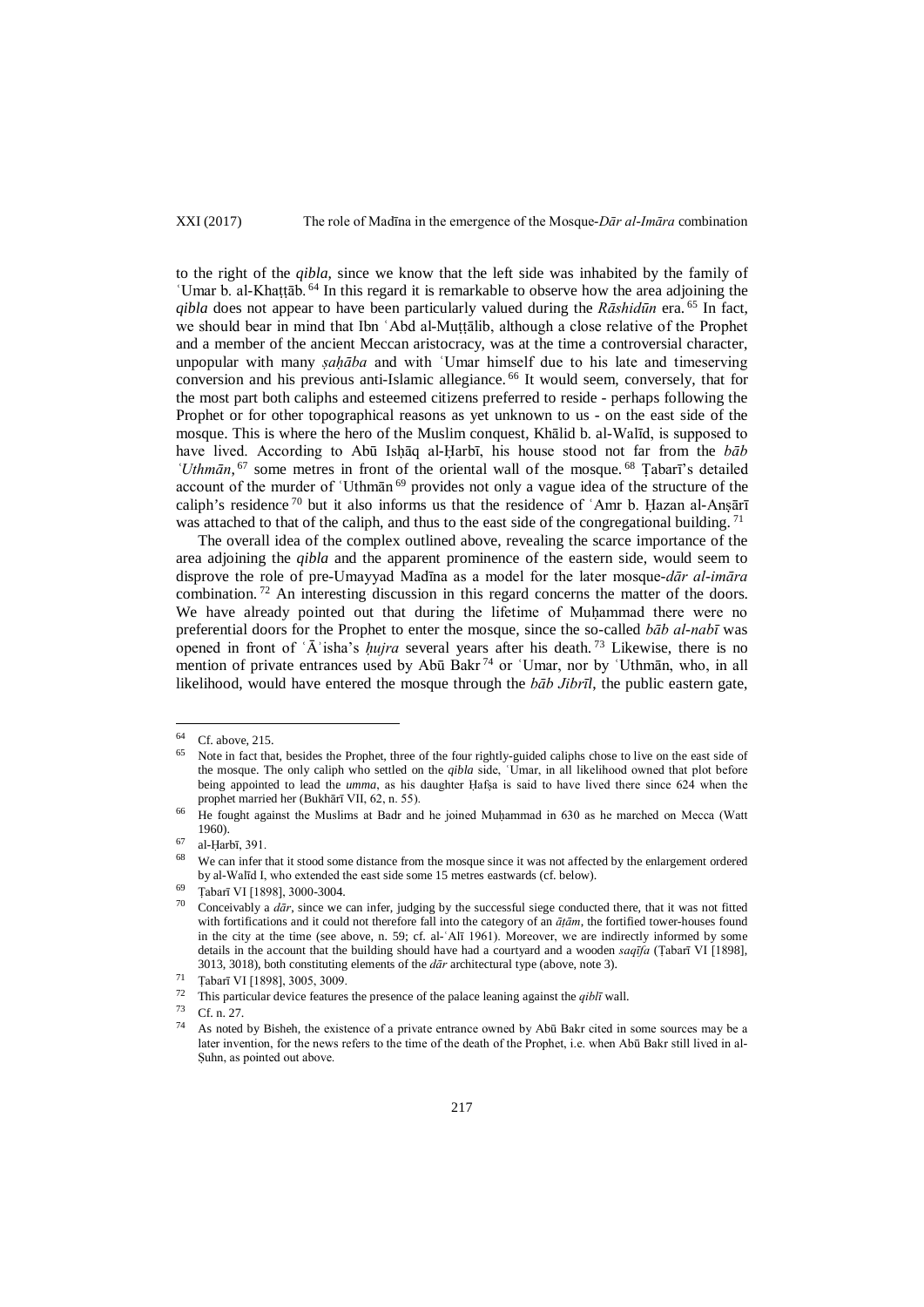to the right of the *qibla*, since we know that the left side was inhabited by the family of ʿUmar b. al-Khaṭṭāb.[64] In this regard it is remarkable to observe how the area adjoining the *qibla* does not appear to have been particularly valued during the *Rāshidūn* era.[65] In fact, we should bear in mind that Ibn ʿAbd al-Muṭṭālib, although a close relative of the Prophet and a member of the ancient Meccan aristocracy, was at the time a controversial character, unpopular with many *ṣaḥāba* and with ʿUmar himself due to his late and timeserving conversion and his previous anti-Islamic allegiance.[66] It would seem, conversely, that for the most part both caliphs and esteemed citizens preferred to reside - perhaps following the Prophet or for other topographical reasons as yet unknown to us - on the east side of the mosque. This is where the hero of the Muslim conquest, Khālid b. al-Walīd, is supposed to have lived. According to Abū Isḥāq al-Ḥarbī, his house stood not far from the *bāb ʿUthmān*,[67] some metres in front of the oriental wall of the mosque.[68] Ṭabarī's detailed account of the murder of ʿUthmān[69] provides not only a vague idea of the structure of the caliph's residence[70] but it also informs us that the residence of ʿAmr b. Ḥazan al-Anṣārī was attached to that of the caliph, and thus to the east side of the congregational building.[71]

The overall idea of the complex outlined above, revealing the scarce importance of the area adjoining the *qibla* and the apparent prominence of the eastern side, would seem to disprove the role of pre-Umayyad Madīna as a model for the later mosque-*dār al-imāra* combination.[72] An interesting discussion in this regard concerns the matter of the doors. We have already pointed out that during the lifetime of Muḥammad there were no preferential doors for the Prophet to enter the mosque, since the so-called *bāb al-nabī* was opened in front of ʿĀʾisha's *ḥujra* several years after his death.[73] Likewise, there is no mention of private entrances used by Abū Bakr[74] or ʿUmar, nor by ʿUthmān, who, in all likelihood, would have entered the mosque through the *bāb Jibrīl*, the public eastern gate,

---

[64] Cf. above, 215.

[65] Note in fact that, besides the Prophet, three of the four rightly-guided caliphs chose to live on the east side of the mosque. The only caliph who settled on the *qibla* side, ʿUmar, in all likelihood owned that plot before being appointed to lead the *umma*, as his daughter Ḥafṣa is said to have lived there since 624 when the prophet married her (Bukhārī VII, 62, n. 55).

[66] He fought against the Muslims at Badr and he joined Muḥammad in 630 as he marched on Mecca (Watt 1960).

[67] al-Ḥarbī, 391.

[68] We can infer that it stood some distance from the mosque since it was not affected by the enlargement ordered by al-Walīd I, who extended the east side some 15 metres eastwards (cf. below).

[69] Ṭabarī VI [1898], 3000-3004.

[70] Conceivably a *dār*, since we can infer, judging by the successful siege conducted there, that it was not fitted with fortifications and it could not therefore fall into the category of an *āṭām*, the fortified tower-houses found in the city at the time (see above, n. 59; cf. al-ʿAlī 1961). Moreover, we are indirectly informed by some details in the account that the building should have had a courtyard and a wooden *saqīfa* (Ṭabarī VI [1898], 3013, 3018), both constituting elements of the *dār* architectural type (above, note 3).

[71] Ṭabarī VI [1898], 3005, 3009.

[72] This particular device features the presence of the palace leaning against the *qiblī* wall.

[73] Cf. n. 27.

[74] As noted by Bisheh, the existence of a private entrance owned by Abū Bakr cited in some sources may be a later invention, for the news refers to the time of the death of the Prophet, i.e. when Abū Bakr still lived in al-Ṣuhn, as pointed out above.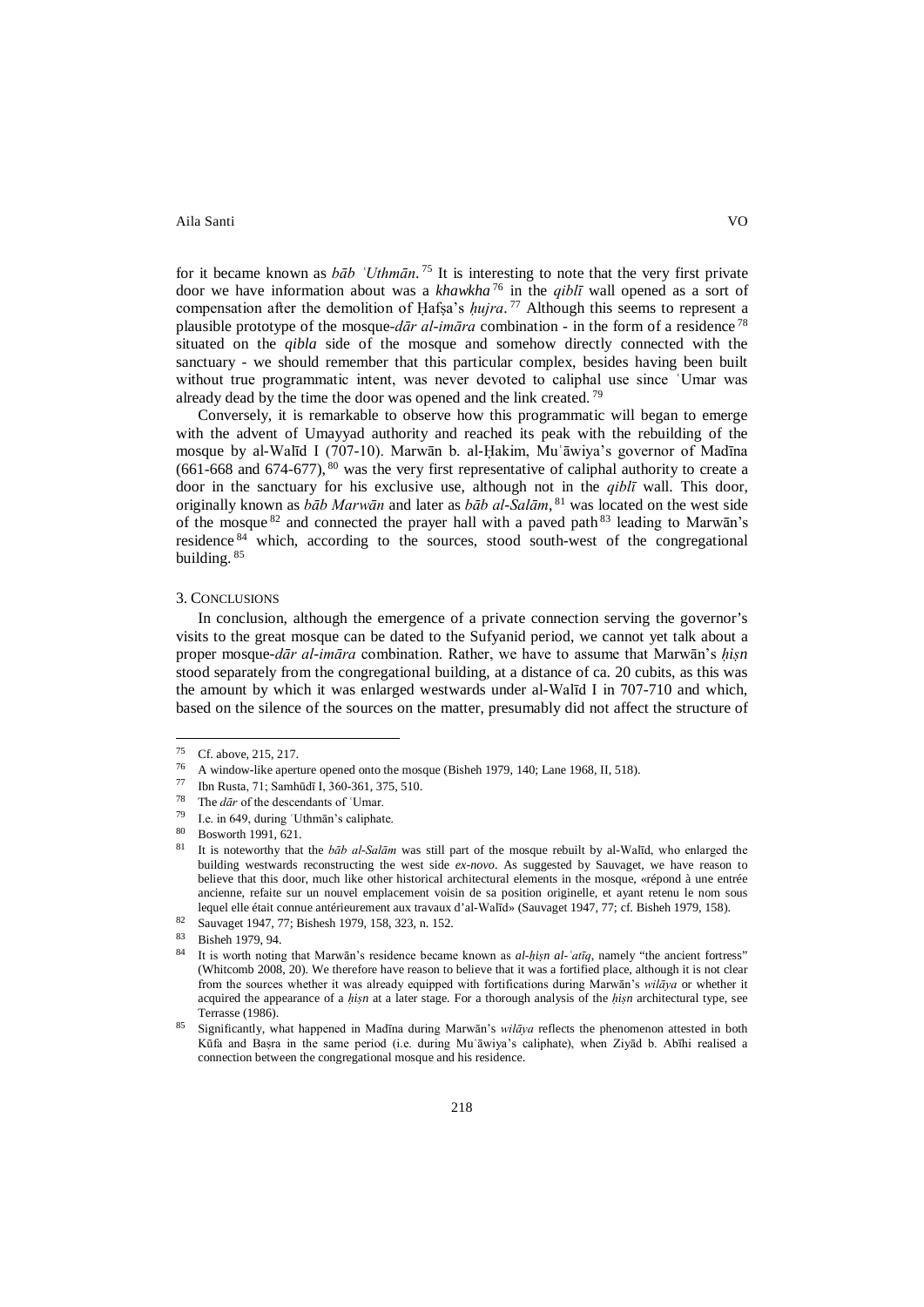for it became known as *bāb ʿUthmān*.[75] It is interesting to note that the very first private door we have information about was a *khawkha*[76] in the *qiblī* wall opened as a sort of compensation after the demolition of Ḥafṣa's *ḥujra*.[77] Although this seems to represent a plausible prototype of the mosque-*dār al-imāra* combination - in the form of a residence[78] situated on the *qibla* side of the mosque and somehow directly connected with the sanctuary - we should remember that this particular complex, besides having been built without true programmatic intent, was never devoted to caliphal use since ʿUmar was already dead by the time the door was opened and the link created.[79]

Conversely, it is remarkable to observe how this programmatic will began to emerge with the advent of Umayyad authority and reached its peak with the rebuilding of the mosque by al-Walīd I (707-10). Marwān b. al-Ḥakim, Muʿāwiya's governor of Madīna (661-668 and 674-677),[80] was the very first representative of caliphal authority to create a door in the sanctuary for his exclusive use, although not in the *qiblī* wall. This door, originally known as *bāb Marwān* and later as *bāb al-Salām*,[81] was located on the west side of the mosque[82] and connected the prayer hall with a paved path[83] leading to Marwān's residence[84] which, according to the sources, stood south-west of the congregational building.[85]

## 3. Conclusions

In conclusion, although the emergence of a private connection serving the governor's visits to the great mosque can be dated to the Sufyanid period, we cannot yet talk about a proper mosque-*dār al-imāra* combination. Rather, we have to assume that Marwān's *ḥiṣn* stood separately from the congregational building, at a distance of ca. 20 cubits, as this was the amount by which it was enlarged westwards under al-Walīd I in 707-710 and which, based on the silence of the sources on the matter, presumably did not affect the structure of

---

[75] Cf. above, 215, 217.

[76] A window-like aperture opened onto the mosque (Bisheh 1979, 140; Lane 1968, II, 518).

[77] Ibn Rusta, 71; Samhūdī I, 360-361, 375, 510.

[78] The *dār* of the descendants of ʿUmar.

[79] I.e. in 649, during ʿUthmān's caliphate.

[80] Bosworth 1991, 621.

[81] It is noteworthy that the *bāb al-Salām* was still part of the mosque rebuilt by al-Walīd, who enlarged the building westwards reconstructing the west side *ex-novo*. As suggested by Sauvaget, we have reason to believe that this door, much like other historical architectural elements in the mosque, «répond à une entrée ancienne, refaite sur un nouvel emplacement voisin de sa position originelle, et ayant retenu le nom sous lequel elle était connue antérieurement aux travaux d'al-Walīd» (Sauvaget 1947, 77; cf. Bisheh 1979, 158).

[82] Sauvaget 1947, 77; Bishesh 1979, 158, 323, n. 152.

[83] Bisheh 1979, 94.

[84] It is worth noting that Marwān's residence became known as *al-ḥiṣn al-ʿatīq*, namely "the ancient fortress" (Whitcomb 2008, 20). We therefore have reason to believe that it was a fortified place, although it is not clear from the sources whether it was already equipped with fortifications during Marwān's *wilāya* or whether it acquired the appearance of a *ḥiṣn* at a later stage. For a thorough analysis of the *ḥiṣn* architectural type, see Terrasse (1986).

[85] Significantly, what happened in Madīna during Marwān's *wilāya* reflects the phenomenon attested in both Kūfa and Baṣra in the same period (i.e. during Muʿāwiya's caliphate), when Ziyād b. Abīhi realised a connection between the congregational mosque and his residence.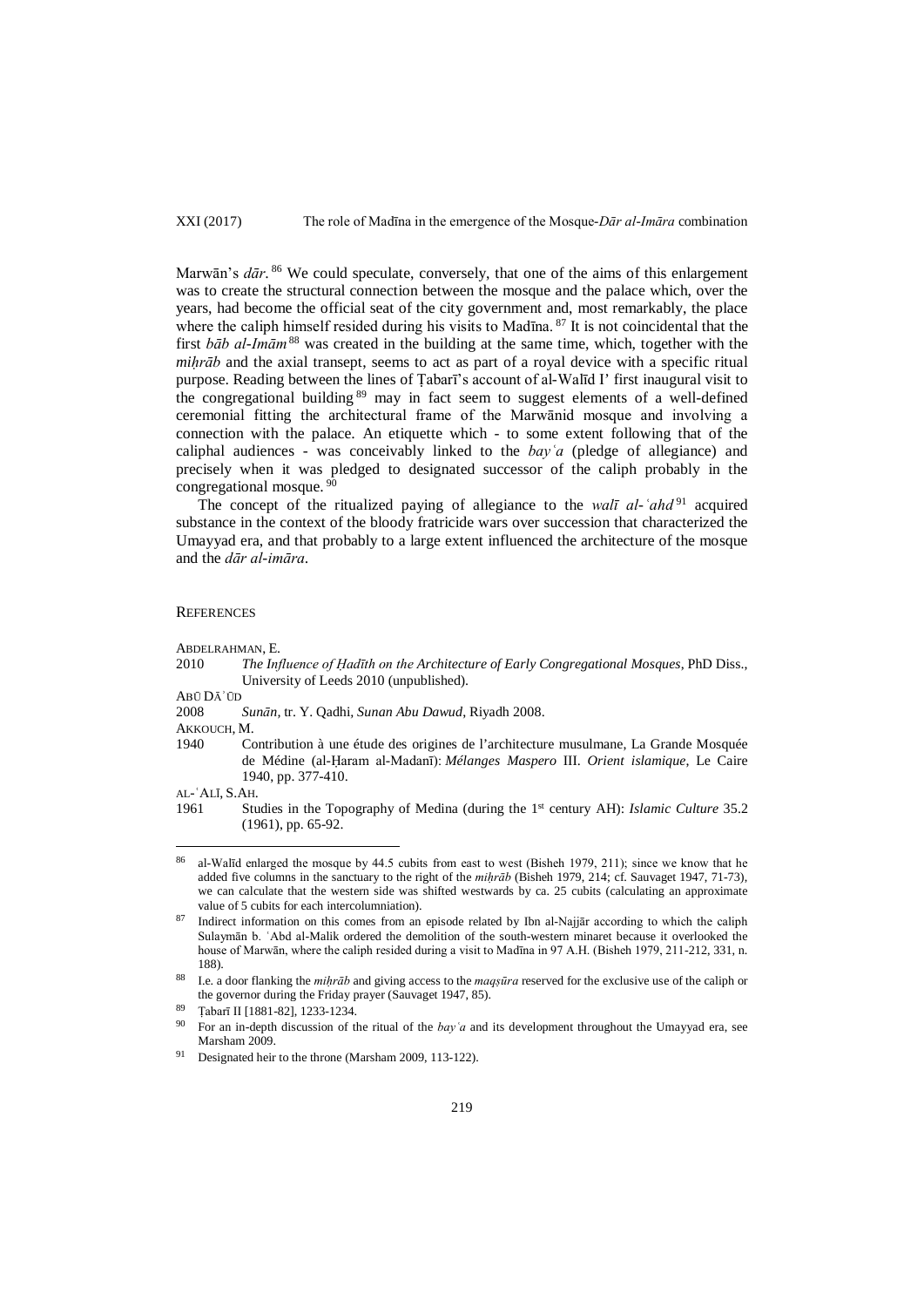Marwān's *dār*.[86] We could speculate, conversely, that one of the aims of this enlargement was to create the structural connection between the mosque and the palace which, over the years, had become the official seat of the city government and, most remarkably, the place where the caliph himself resided during his visits to Madīna.[87] It is not coincidental that the first *bāb al-Imām*[88] was created in the building at the same time, which, together with the *miḥrāb* and the axial transept, seems to act as part of a royal device with a specific ritual purpose. Reading between the lines of Ṭabarī's account of al-Walīd I' first inaugural visit to the congregational building[89] may in fact seem to suggest elements of a well-defined ceremonial fitting the architectural frame of the Marwānid mosque and involving a connection with the palace. An etiquette which - to some extent following that of the caliphal audiences - was conceivably linked to the *bayʿa* (pledge of allegiance) and precisely when it was pledged to designated successor of the caliph probably in the congregational mosque.[90]

The concept of the ritualized paying of allegiance to the *walī al-ʿahd*[91] acquired substance in the context of the bloody fratricide wars over succession that characterized the Umayyad era, and that probably to a large extent influenced the architecture of the mosque and the *dār al-imāra*.

## References

ABDELRAHMAN, E.

2010 *The Influence of Ḥadīth on the Architecture of Early Congregational Mosques*, PhD Diss., University of Leeds 2010 (unpublished).

ABŪ DĀʾŪD

2008 *Sunān*, tr. Y. Qadhi, *Sunan Abu Dawud*, Riyadh 2008.

AKKOUCH, M.

1940 Contribution à une étude des origines de l'architecture musulmane, La Grande Mosquée de Médine (al-Ḥaram al-Madanī): *Mélanges Maspero* III. *Orient islamique*, Le Caire 1940, pp. 377-410.

AL-ʿALĪ, S.AH.

1961 Studies in the Topography of Medina (during the 1st century AH): *Islamic Culture* 35.2 (1961), pp. 65-92.

---

[86] al-Walīd enlarged the mosque by 44.5 cubits from east to west (Bisheh 1979, 211); since we know that he added five columns in the sanctuary to the right of the *miḥrāb* (Bisheh 1979, 214; cf. Sauvaget 1947, 71-73), we can calculate that the western side was shifted westwards by ca. 25 cubits (calculating an approximate value of 5 cubits for each intercolumniation).

[87] Indirect information on this comes from an episode related by Ibn al-Najjār according to which the caliph Sulaymān b. ʿAbd al-Malik ordered the demolition of the south-western minaret because it overlooked the house of Marwān, where the caliph resided during a visit to Madīna in 97 A.H. (Bisheh 1979, 211-212, 331, n. 188).

[88] I.e. a door flanking the *miḥrāb* and giving access to the *maqṣūra* reserved for the exclusive use of the caliph or the governor during the Friday prayer (Sauvaget 1947, 85).

[89] Ṭabarī II [1881-82], 1233-1234.

[90] For an in-depth discussion of the ritual of the *bayʿa* and its development throughout the Umayyad era, see Marsham 2009.

[91] Designated heir to the throne (Marsham 2009, 113-122).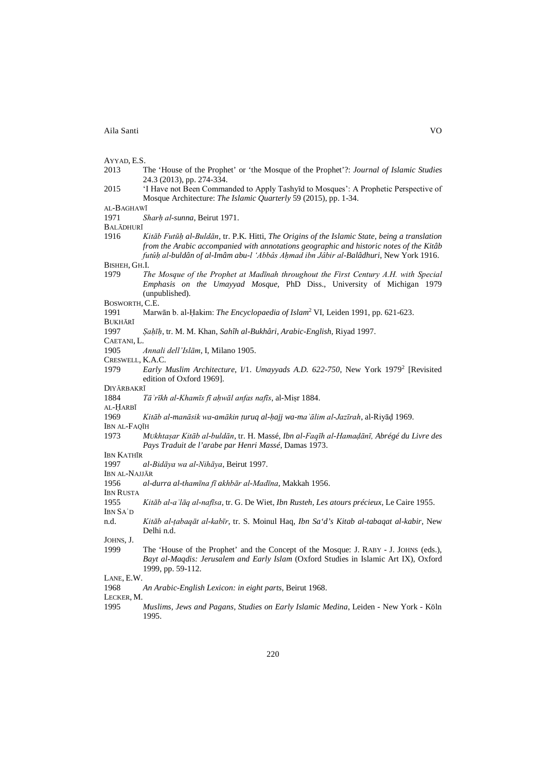AYYAD, E.S.

2013 The 'House of the Prophet' or 'the Mosque of the Prophet'?: *Journal of Islamic Studies* 24.3 (2013), pp. 274-334.

2015 'I Have not Been Commanded to Apply Tashyīd to Mosques': A Prophetic Perspective of Mosque Architecture: *The Islamic Quarterly* 59 (2015), pp. 1-34.

AL-BAGHAWĪ

1971 *Sharḥ al-sunna*, Beirut 1971.

BALĀDHURĪ

1916 *Kitāb Futūḥ al-Buldān*, tr. P.K. Hitti, *The Origins of the Islamic State, being a translation from the Arabic accompanied with annotations geographic and historic notes of the Kitâb futûḥ al-buldân of al-Imâm abu-l 'Abbâs Aḥmad ibn Jâbir al-Balâdhuri*, New York 1916.

BISHEH, GH.I.

1979 *The Mosque of the Prophet at Madīnah throughout the First Century A.H. with Special Emphasis on the Umayyad Mosque*, PhD Diss., University of Michigan 1979 (unpublished).

BOSWORTH, C.E.

1991 Marwān b. al-Ḥakim: *The Encyclopaedia of Islam*[2] VI, Leiden 1991, pp. 621-623.

BUKHĀRĪ

1997 *Ṣaḥīḥ*, tr. M. M. Khan, *Sahîh al-Bukhâri, Arabic-English*, Riyad 1997.

CAETANI, L.

1905 *Annali dell'Islām*, I, Milano 1905.

CRESWELL, K.A.C.

1979 *Early Muslim Architecture*, I/1. *Umayyads A.D. 622-750*, New York 1979[2] [Revisited edition of Oxford 1969].

DIYĀRBAKRĪ

1884 *Tāʾrīkh al-Khamīs fī aḥwāl anfas nafīs*, al-Miṣr 1884.

AL-ḤARBĪ

1969 *Kitāb al-manāsik wa-amākin ṭuruq al-ḥajj wa-maʿālim al-Jazīrah*, al-Riyāḍ 1969.

IBN AL-FAQĪH

1973 *Mukhtaṣar Kitāb al-buldān*, tr. H. Massé, *Ibn al-Faqīh al-Hamaḍānī, Abrégé du Livre des Pays Traduit de l'arabe par Henri Massé*, Damas 1973.

IBN KATHĪR

1997 *al-Bidāya wa al-Nihāya*, Beirut 1997.

IBN AL-NAJJĀR

1956 *al-durra al-thamīna fī akhbār al-Madīna*, Makkah 1956.

IBN RUSTA

1955 *Kitāb al-aʿlāq al-nafīsa*, tr. G. De Wiet, *Ibn Rusteh, Les atours précieux*, Le Caire 1955.

IBN SAʿD

n.d. *Kitāb al-ṭabaqāt al-kabīr*, tr. S. Moinul Haq, *Ibn Sa'd's Kitab al-tabaqat al-kabir*, New Delhi n.d.

JOHNS, J.

1999 The 'House of the Prophet' and the Concept of the Mosque: J. RABY - J. JOHNS (eds.), *Bayt al-Maqdis: Jerusalem and Early Islam* (Oxford Studies in Islamic Art IX), Oxford 1999, pp. 59-112.

LANE, E.W.

1968 *An Arabic-English Lexicon: in eight parts*, Beirut 1968.

LECKER, M.

1995 *Muslims, Jews and Pagans, Studies on Early Islamic Medina*, Leiden - New York - Köln 1995.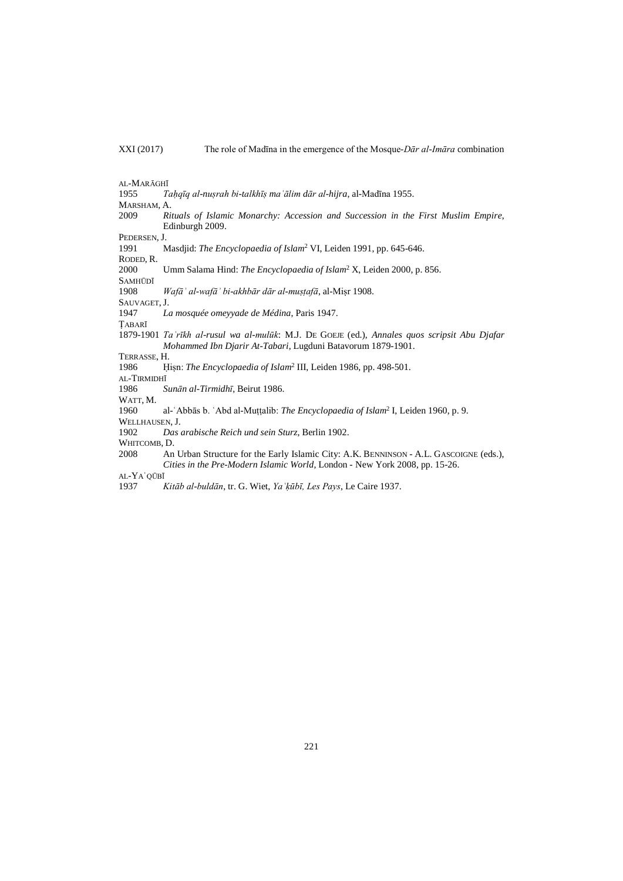AL-MARĀGHĪ

1955 *Taḥqīq al-nuṣrah bi-talkhīṣ maʿālim dār al-hijra*, al-Madīna 1955.

MARSHAM, A.

2009 *Rituals of Islamic Monarchy: Accession and Succession in the First Muslim Empire*, Edinburgh 2009.

PEDERSEN, J.

1991 Masdjid: *The Encyclopaedia of Islam*² VI, Leiden 1991, pp. 645-646.

RODED, R.

2000 Umm Salama Hind: *The Encyclopaedia of Islam*² X, Leiden 2000, p. 856.

SAMHŪDĪ

1908 *Wafāʾ al-wafāʾ bi-akhbār dār al-muṣṭafā*, al-Miṣr 1908.

SAUVAGET, J.

1947 *La mosquée omeyyade de Médina*, Paris 1947.

ṬABARĪ

1879-1901 *Taʾrīkh al-rusul wa al-mulūk*: M.J. DE GOEJE (ed.), *Annales quos scripsit Abu Djafar Mohammed Ibn Djarir At-Tabari*, Lugduni Batavorum 1879-1901.

TERRASSE, H.

1986 Ḥiṣn: *The Encyclopaedia of Islam*² III, Leiden 1986, pp. 498-501.

AL-TIRMIDHĪ

1986 *Sunān al-Tirmidhī*, Beirut 1986.

WATT, M.

1960 al-ʿAbbās b. ʿAbd al-Muṭṭalib: *The Encyclopaedia of Islam*² I, Leiden 1960, p. 9.

WELLHAUSEN, J.

1902 *Das arabische Reich und sein Sturz*, Berlin 1902.

WHITCOMB, D.

2008 An Urban Structure for the Early Islamic City: A.K. BENNINSON - A.L. GASCOIGNE (eds.), *Cities in the Pre-Modern Islamic World*, London - New York 2008, pp. 15-26.

AL-YAʿQŪBĪ

1937 *Kitāb al-buldān*, tr. G. Wiet, *Yaʿḳūbī, Les Pays*, Le Caire 1937.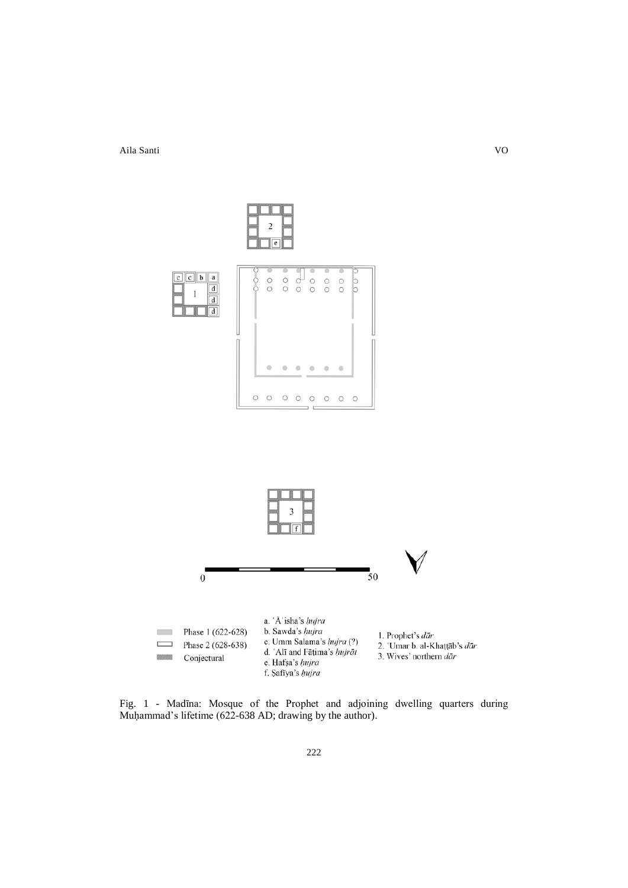Fig. 1 - Madīna: Mosque of the Prophet and adjoining dwelling quarters during Muḥammad's lifetime (622-638 AD; drawing by the author).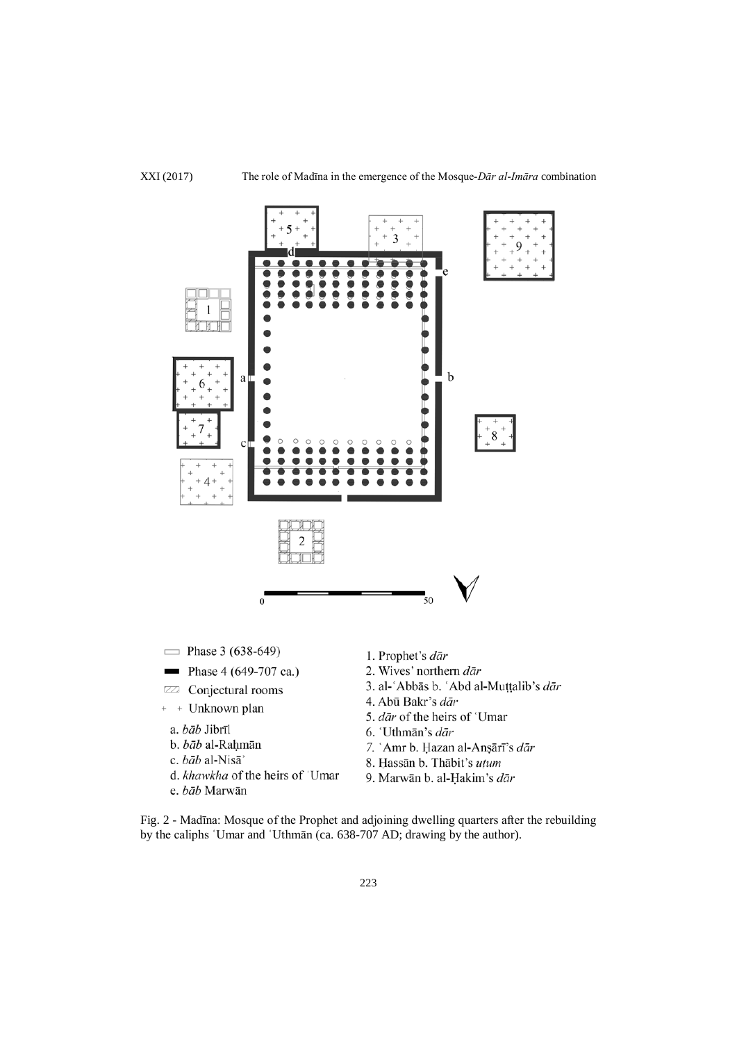Phase 3 (638-649)

Phase 4 (649-707 ca.)

Conjectural rooms

\+ + Unknown plan

a. *bāb* Jibrīl
b. *bāb* al-Raḥmān
c. *bāb* al-Nisā'
d. *khawkha* of the heirs of ʿUmar
e. *bāb* Marwān

1. Prophet's *dār*
2. Wives' northern *dār*
3. al-ʿAbbās b. ʿAbd al-Muṭṭalib's *dār*
4. Abū Bakr's *dār*
5. *dār* of the heirs of ʿUmar
6. ʿUthmān's *dār*
7. ʿAmr b. Ḥazan al-Anṣārī's *dār*
8. Hassān b. Thābit's *uṭum*
9. Marwān b. al-Ḥakim's *dār*

0 50

Fig. 2 - Madīna: Mosque of the Prophet and adjoining dwelling quarters after the rebuilding by the caliphs ʿUmar and ʿUthmān (ca. 638-707 AD; drawing by the author).